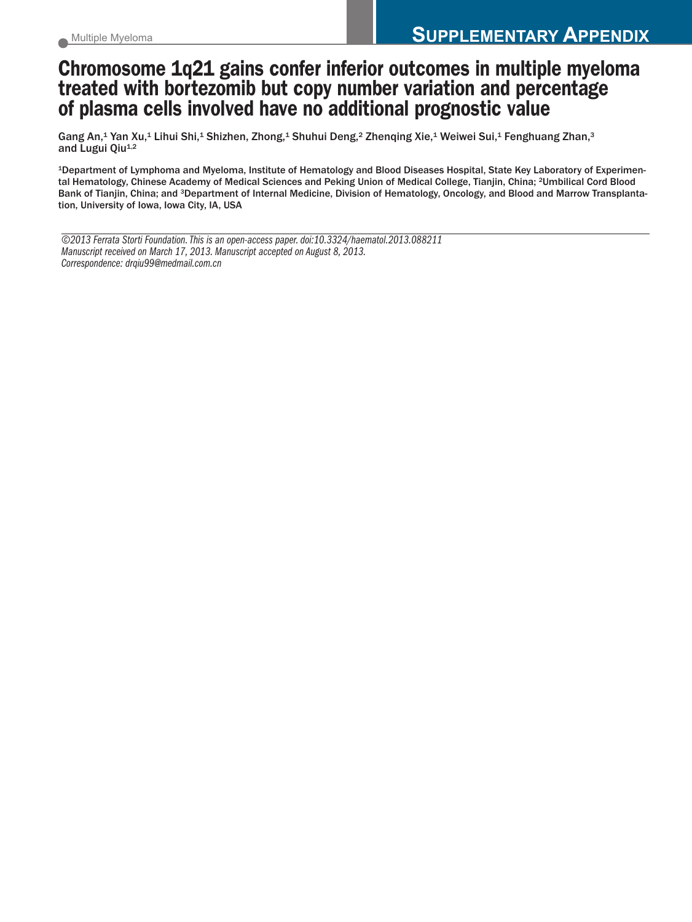Multiple Myeloma

**SUPPLEMENTARY APPENDIX**

# Chromosome 1q21 gains confer inferior outcomes in multiple myeloma treated with bortezomib but copy number variation and percentage of plasma cells involved have no additional prognostic value

Gang An,[1] Yan Xu,[1] Lihui Shi,[1] Shizhen, Zhong,[1] Shuhui Deng,[2] Zhenqing Xie,[1] Weiwei Sui,[1] Fenghuang Zhan,[3] and Lugui Qiu[1,2]

[1]Department of Lymphoma and Myeloma, Institute of Hematology and Blood Diseases Hospital, State Key Laboratory of Experimental Hematology, Chinese Academy of Medical Sciences and Peking Union of Medical College, Tianjin, China; [2]Umbilical Cord Blood Bank of Tianjin, China; and [3]Department of Internal Medicine, Division of Hematology, Oncology, and Blood and Marrow Transplantation, University of Iowa, Iowa City, IA, USA

*©2013 Ferrata Storti Foundation. This is an open-access paper. doi:10.3324/haematol.2013.088211*
*Manuscript received on March 17, 2013. Manuscript accepted on August 8, 2013.*
*Correspondence: drqiu99@medmail.com.cn*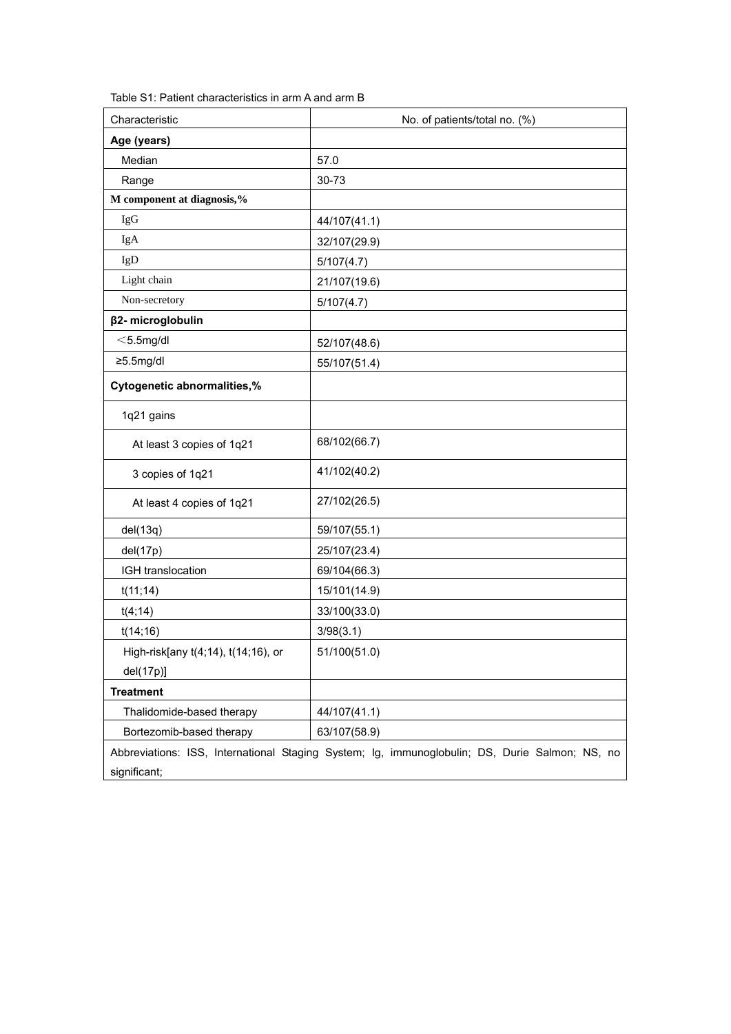Table S1: Patient characteristics in arm A and arm B

| Characteristic | No. of patients/total no. (%) |
|---|---|
| **Age (years)** | |
| Median | 57.0 |
| Range | 30-73 |
| **M component at diagnosis,%** | |
| IgG | 44/107(41.1) |
| IgA | 32/107(29.9) |
| IgD | 5/107(4.7) |
| Light chain | 21/107(19.6) |
| Non-secretory | 5/107(4.7) |
| **β2- microglobulin** | |
| ＜5.5mg/dl | 52/107(48.6) |
| ≥5.5mg/dl | 55/107(51.4) |
| **Cytogenetic abnormalities,%** | |
| 1q21 gains | |
| At least 3 copies of 1q21 | 68/102(66.7) |
| 3 copies of 1q21 | 41/102(40.2) |
| At least 4 copies of 1q21 | 27/102(26.5) |
| del(13q) | 59/107(55.1) |
| del(17p) | 25/107(23.4) |
| IGH translocation | 69/104(66.3) |
| t(11;14) | 15/101(14.9) |
| t(4;14) | 33/100(33.0) |
| t(14;16) | 3/98(3.1) |
| High-risk[any t(4;14), t(14;16), or del(17p)] | 51/100(51.0) |
| **Treatment** | |
| Thalidomide-based therapy | 44/107(41.1) |
| Bortezomib-based therapy | 63/107(58.9) |

Abbreviations: ISS, International Staging System; Ig, immunoglobulin; DS, Durie Salmon; NS, no significant;